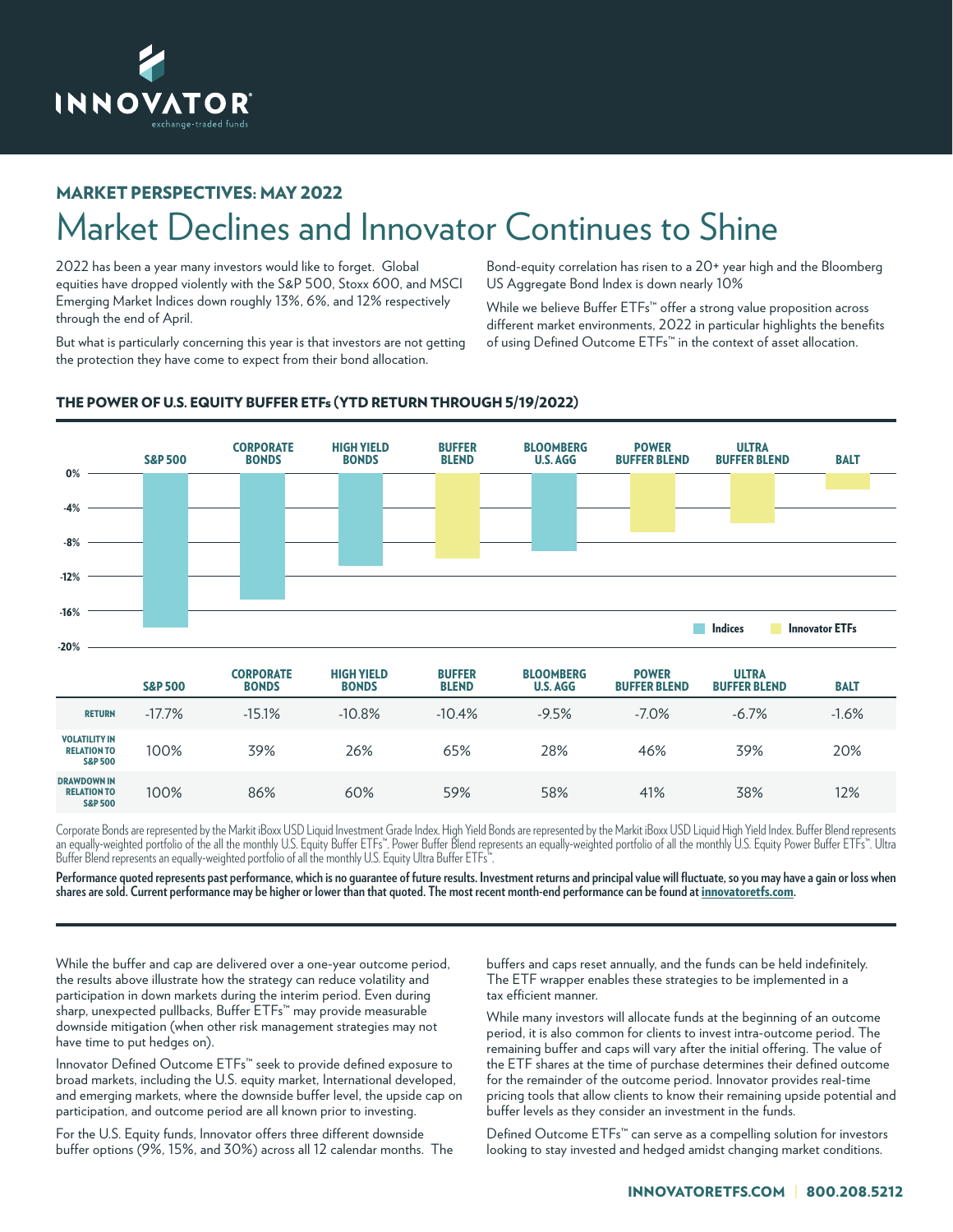# MARKET PERSPECTIVES: MAY 2022

## Market Declines and Innovator Continues to Shine

2022 has been a year many investors would like to forget. Global equities have dropped violently with the S&P 500, Stoxx 600, and MSCI Emerging Market Indices down roughly 13%, 6%, and 12% respectively through the end of April.

But what is particularly concerning this year is that investors are not getting the protection they have come to expect from their bond allocation.

Bond-equity correlation has risen to a 20+ year high and the Bloomberg US Aggregate Bond Index is down nearly 10%

While we believe Buffer ETFs™ offer a strong value proposition across different market environments, 2022 in particular highlights the benefits of using Defined Outcome ETFs™ in the context of asset allocation.

### THE POWER OF U.S. EQUITY BUFFER ETFs (YTD RETURN THROUGH 5/19/2022)

| | S&P 500 | CORPORATE BONDS | HIGH YIELD BONDS | BUFFER BLEND | BLOOMBERG U.S. AGG | POWER BUFFER BLEND | ULTRA BUFFER BLEND | BALT |
|---|---|---|---|---|---|---|---|---|
| RETURN | -17.7% | -15.1% | -10.8% | -10.4% | -9.5% | -7.0% | -6.7% | -1.6% |
| VOLATILITY IN RELATION TO S&P 500 | 100% | 39% | 26% | 65% | 28% | 46% | 39% | 20% |
| DRAWDOWN IN RELATION TO S&P 500 | 100% | 86% | 60% | 59% | 58% | 41% | 38% | 12% |

Corporate Bonds are represented by the Markit iBoxx USD Liquid Investment Grade Index. High Yield Bonds are represented by the Markit iBoxx USD Liquid High Yield Index. Buffer Blend represents an equally-weighted portfolio of the all the monthly U.S. Equity Buffer ETFs™. Power Buffer Blend represents an equally-weighted portfolio of all the monthly U.S. Equity Power Buffer ETFs™. Ultra Buffer Blend represents an equally-weighted portfolio of all the monthly U.S. Equity Ultra Buffer ETFs™.

**Performance quoted represents past performance, which is no guarantee of future results. Investment returns and principal value will fluctuate, so you may have a gain or loss when shares are sold. Current performance may be higher or lower than that quoted. The most recent month-end performance can be found at innovatoretfs.com.**

While the buffer and cap are delivered over a one-year outcome period, the results above illustrate how the strategy can reduce volatility and participation in down markets during the interim period. Even during sharp, unexpected pullbacks, Buffer ETFs™ may provide measurable downside mitigation (when other risk management strategies may not have time to put hedges on).

Innovator Defined Outcome ETFs™ seek to provide defined exposure to broad markets, including the U.S. equity market, International developed, and emerging markets, where the downside buffer level, the upside cap on participation, and outcome period are all known prior to investing.

For the U.S. Equity funds, Innovator offers three different downside buffer options (9%, 15%, and 30%) across all 12 calendar months. The buffers and caps reset annually, and the funds can be held indefinitely. The ETF wrapper enables these strategies to be implemented in a tax efficient manner.

While many investors will allocate funds at the beginning of an outcome period, it is also common for clients to invest intra-outcome period. The remaining buffer and caps will vary after the initial offering. The value of the ETF shares at the time of purchase determines their defined outcome for the remainder of the outcome period. Innovator provides real-time pricing tools that allow clients to know their remaining upside potential and buffer levels as they consider an investment in the funds.

Defined Outcome ETFs™ can serve as a compelling solution for investors looking to stay invested and hedged amidst changing market conditions.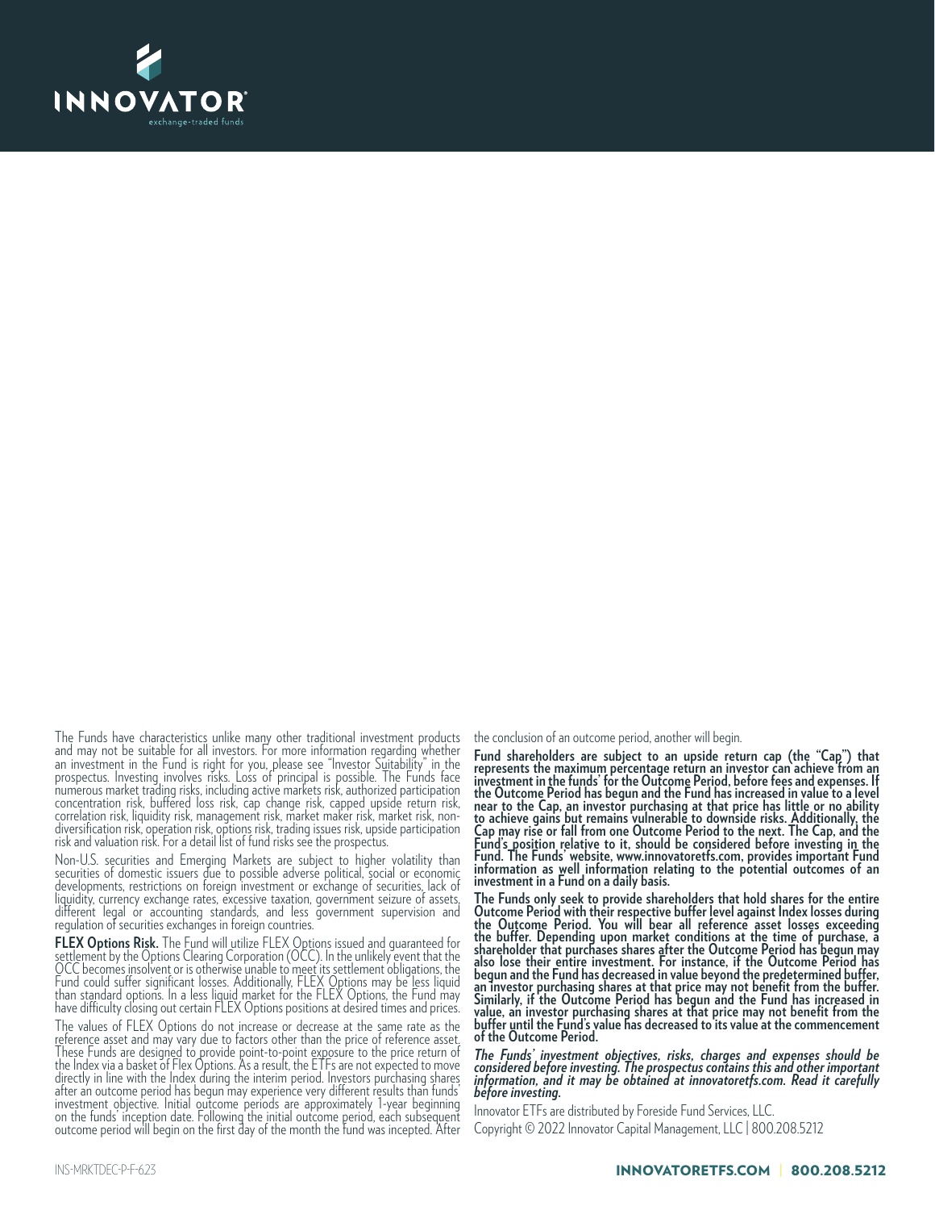INNOVATOR

exchange-traded funds

The Funds have characteristics unlike many other traditional investment products and may not be suitable for all investors. For more information regarding whether an investment in the Fund is right for you, please see "Investor Suitability" in the prospectus. Investing involves risks. Loss of principal is possible. The Funds face numerous market trading risks, including active markets risk, authorized participation concentration risk, buffered loss risk, cap change risk, capped upside return risk, correlation risk, liquidity risk, management risk, market maker risk, market risk, non-diversification risk, operation risk, options risk, trading issues risk, upside participation risk and valuation risk. For a detail list of fund risks see the prospectus.

Non-U.S. securities and Emerging Markets are subject to higher volatility than securities of domestic issuers due to possible adverse political, social or economic developments, restrictions on foreign investment or exchange of securities, lack of liquidity, currency exchange rates, excessive taxation, government seizure of assets, different legal or accounting standards, and less government supervision and regulation of securities exchanges in foreign countries.

**FLEX Options Risk.** The Fund will utilize FLEX Options issued and guaranteed for settlement by the Options Clearing Corporation (OCC). In the unlikely event that the OCC becomes insolvent or is otherwise unable to meet its settlement obligations, the Fund could suffer significant losses. Additionally, FLEX Options may be less liquid than standard options. In a less liquid market for the FLEX Options, the Fund may have difficulty closing out certain FLEX Options positions at desired times and prices.

The values of FLEX Options do not increase or decrease at the same rate as the reference asset and may vary due to factors other than the price of reference asset. These Funds are designed to provide point-to-point exposure to the price return of the Index via a basket of Flex Options. As a result, the ETFs are not expected to move directly in line with the Index during the interim period. Investors purchasing shares after an outcome period has begun may experience very different results than funds' investment objective. Initial outcome periods are approximately 1-year beginning on the funds' inception date. Following the initial outcome period, each subsequent outcome period will begin on the first day of the month the fund was incepted. After the conclusion of an outcome period, another will begin.

**Fund shareholders are subject to an upside return cap (the "Cap") that represents the maximum percentage return an investor can achieve from an investment in the funds' for the Outcome Period, before fees and expenses. If the Outcome Period has begun and the Fund has increased in value to a level near to the Cap, an investor purchasing at that price has little or no ability to achieve gains but remains vulnerable to downside risks. Additionally, the Cap may rise or fall from one Outcome Period to the next. The Cap, and the Fund's position relative to it, should be considered before investing in the Fund. The Funds' website, www.innovatoretfs.com, provides important Fund information as well information relating to the potential outcomes of an investment in a Fund on a daily basis.**

**The Funds only seek to provide shareholders that hold shares for the entire Outcome Period with their respective buffer level against Index losses during the Outcome Period. You will bear all reference asset losses exceeding the buffer. Depending upon market conditions at the time of purchase, a shareholder that purchases shares after the Outcome Period has begun may also lose their entire investment. For instance, if the Outcome Period has begun and the Fund has decreased in value beyond the predetermined buffer, an investor purchasing shares at that price may not benefit from the buffer. Similarly, if the Outcome Period has begun and the Fund has increased in value, an investor purchasing shares at that price may not benefit from the buffer until the Fund's value has decreased to its value at the commencement of the Outcome Period.**

***The Funds' investment objectives, risks, charges and expenses should be considered before investing. The prospectus contains this and other important information, and it may be obtained at innovatoretfs.com. Read it carefully before investing.***

Innovator ETFs are distributed by Foreside Fund Services, LLC.

Copyright © 2022 Innovator Capital Management, LLC | 800.208.5212

INS-MRKTDEC-P-F-623

**INNOVATORETFS.COM | 800.208.5212**